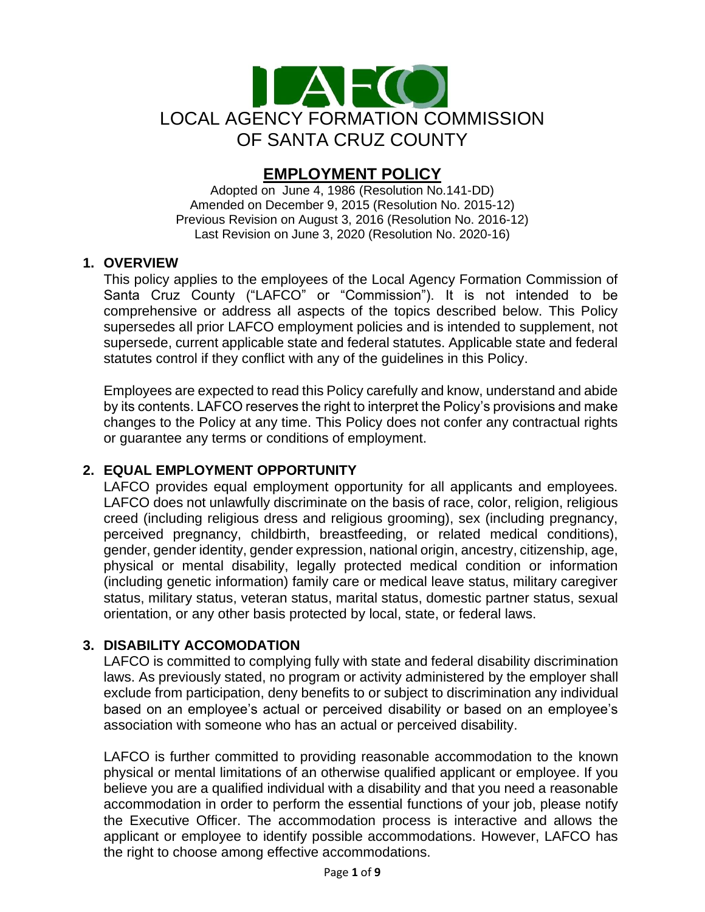LOCAL AGENCY FORMATION COMMISSION
OF SANTA CRUZ COUNTY

# EMPLOYMENT POLICY

Adopted on June 4, 1986 (Resolution No.141-DD)
Amended on December 9, 2015 (Resolution No. 2015-12)
Previous Revision on August 3, 2016 (Resolution No. 2016-12)
Last Revision on June 3, 2020 (Resolution No. 2020-16)

## 1. OVERVIEW

This policy applies to the employees of the Local Agency Formation Commission of Santa Cruz County ("LAFCO" or "Commission"). It is not intended to be comprehensive or address all aspects of the topics described below. This Policy supersedes all prior LAFCO employment policies and is intended to supplement, not supersede, current applicable state and federal statutes. Applicable state and federal statutes control if they conflict with any of the guidelines in this Policy.

Employees are expected to read this Policy carefully and know, understand and abide by its contents. LAFCO reserves the right to interpret the Policy's provisions and make changes to the Policy at any time. This Policy does not confer any contractual rights or guarantee any terms or conditions of employment.

## 2. EQUAL EMPLOYMENT OPPORTUNITY

LAFCO provides equal employment opportunity for all applicants and employees. LAFCO does not unlawfully discriminate on the basis of race, color, religion, religious creed (including religious dress and religious grooming), sex (including pregnancy, perceived pregnancy, childbirth, breastfeeding, or related medical conditions), gender, gender identity, gender expression, national origin, ancestry, citizenship, age, physical or mental disability, legally protected medical condition or information (including genetic information) family care or medical leave status, military caregiver status, military status, veteran status, marital status, domestic partner status, sexual orientation, or any other basis protected by local, state, or federal laws.

## 3. DISABILITY ACCOMODATION

LAFCO is committed to complying fully with state and federal disability discrimination laws. As previously stated, no program or activity administered by the employer shall exclude from participation, deny benefits to or subject to discrimination any individual based on an employee's actual or perceived disability or based on an employee's association with someone who has an actual or perceived disability.

LAFCO is further committed to providing reasonable accommodation to the known physical or mental limitations of an otherwise qualified applicant or employee. If you believe you are a qualified individual with a disability and that you need a reasonable accommodation in order to perform the essential functions of your job, please notify the Executive Officer. The accommodation process is interactive and allows the applicant or employee to identify possible accommodations. However, LAFCO has the right to choose among effective accommodations.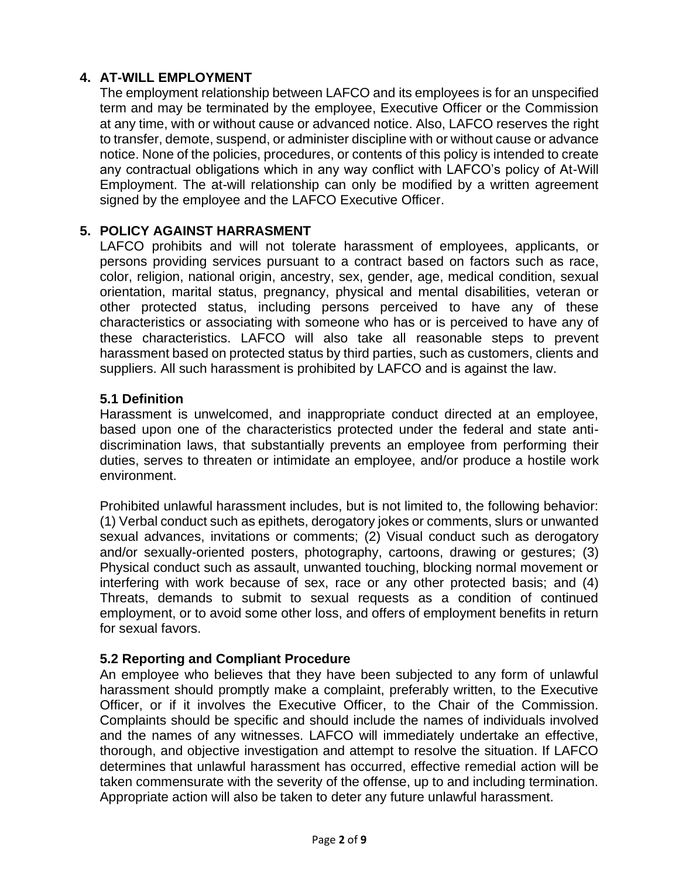## 4. AT-WILL EMPLOYMENT

The employment relationship between LAFCO and its employees is for an unspecified term and may be terminated by the employee, Executive Officer or the Commission at any time, with or without cause or advanced notice. Also, LAFCO reserves the right to transfer, demote, suspend, or administer discipline with or without cause or advance notice. None of the policies, procedures, or contents of this policy is intended to create any contractual obligations which in any way conflict with LAFCO's policy of At-Will Employment. The at-will relationship can only be modified by a written agreement signed by the employee and the LAFCO Executive Officer.

## 5. POLICY AGAINST HARRASMENT

LAFCO prohibits and will not tolerate harassment of employees, applicants, or persons providing services pursuant to a contract based on factors such as race, color, religion, national origin, ancestry, sex, gender, age, medical condition, sexual orientation, marital status, pregnancy, physical and mental disabilities, veteran or other protected status, including persons perceived to have any of these characteristics or associating with someone who has or is perceived to have any of these characteristics. LAFCO will also take all reasonable steps to prevent harassment based on protected status by third parties, such as customers, clients and suppliers. All such harassment is prohibited by LAFCO and is against the law.

### 5.1 Definition

Harassment is unwelcomed, and inappropriate conduct directed at an employee, based upon one of the characteristics protected under the federal and state anti-discrimination laws, that substantially prevents an employee from performing their duties, serves to threaten or intimidate an employee, and/or produce a hostile work environment.

Prohibited unlawful harassment includes, but is not limited to, the following behavior: (1) Verbal conduct such as epithets, derogatory jokes or comments, slurs or unwanted sexual advances, invitations or comments; (2) Visual conduct such as derogatory and/or sexually-oriented posters, photography, cartoons, drawing or gestures; (3) Physical conduct such as assault, unwanted touching, blocking normal movement or interfering with work because of sex, race or any other protected basis; and (4) Threats, demands to submit to sexual requests as a condition of continued employment, or to avoid some other loss, and offers of employment benefits in return for sexual favors.

### 5.2 Reporting and Compliant Procedure

An employee who believes that they have been subjected to any form of unlawful harassment should promptly make a complaint, preferably written, to the Executive Officer, or if it involves the Executive Officer, to the Chair of the Commission. Complaints should be specific and should include the names of individuals involved and the names of any witnesses. LAFCO will immediately undertake an effective, thorough, and objective investigation and attempt to resolve the situation. If LAFCO determines that unlawful harassment has occurred, effective remedial action will be taken commensurate with the severity of the offense, up to and including termination. Appropriate action will also be taken to deter any future unlawful harassment.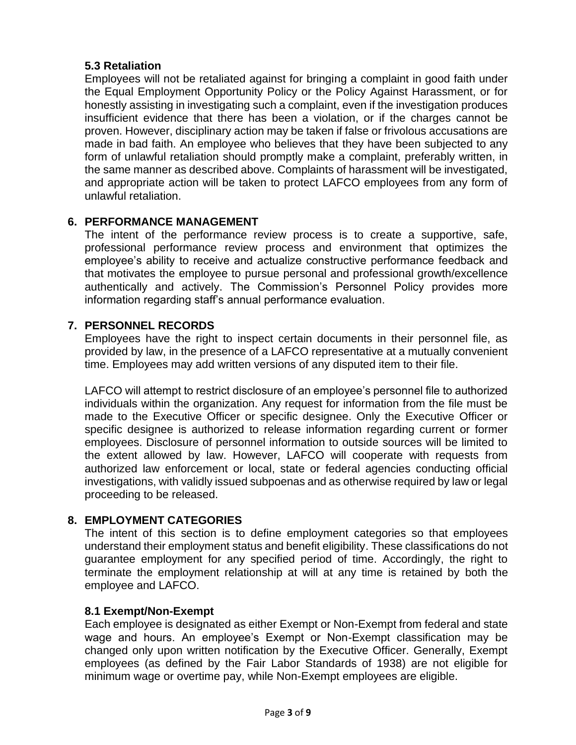### 5.3 Retaliation

Employees will not be retaliated against for bringing a complaint in good faith under the Equal Employment Opportunity Policy or the Policy Against Harassment, or for honestly assisting in investigating such a complaint, even if the investigation produces insufficient evidence that there has been a violation, or if the charges cannot be proven. However, disciplinary action may be taken if false or frivolous accusations are made in bad faith. An employee who believes that they have been subjected to any form of unlawful retaliation should promptly make a complaint, preferably written, in the same manner as described above. Complaints of harassment will be investigated, and appropriate action will be taken to protect LAFCO employees from any form of unlawful retaliation.

## 6. PERFORMANCE MANAGEMENT

The intent of the performance review process is to create a supportive, safe, professional performance review process and environment that optimizes the employee's ability to receive and actualize constructive performance feedback and that motivates the employee to pursue personal and professional growth/excellence authentically and actively. The Commission's Personnel Policy provides more information regarding staff's annual performance evaluation.

## 7. PERSONNEL RECORDS

Employees have the right to inspect certain documents in their personnel file, as provided by law, in the presence of a LAFCO representative at a mutually convenient time. Employees may add written versions of any disputed item to their file.

LAFCO will attempt to restrict disclosure of an employee's personnel file to authorized individuals within the organization. Any request for information from the file must be made to the Executive Officer or specific designee. Only the Executive Officer or specific designee is authorized to release information regarding current or former employees. Disclosure of personnel information to outside sources will be limited to the extent allowed by law. However, LAFCO will cooperate with requests from authorized law enforcement or local, state or federal agencies conducting official investigations, with validly issued subpoenas and as otherwise required by law or legal proceeding to be released.

## 8. EMPLOYMENT CATEGORIES

The intent of this section is to define employment categories so that employees understand their employment status and benefit eligibility. These classifications do not guarantee employment for any specified period of time. Accordingly, the right to terminate the employment relationship at will at any time is retained by both the employee and LAFCO.

### 8.1 Exempt/Non-Exempt

Each employee is designated as either Exempt or Non-Exempt from federal and state wage and hours. An employee's Exempt or Non-Exempt classification may be changed only upon written notification by the Executive Officer. Generally, Exempt employees (as defined by the Fair Labor Standards of 1938) are not eligible for minimum wage or overtime pay, while Non-Exempt employees are eligible.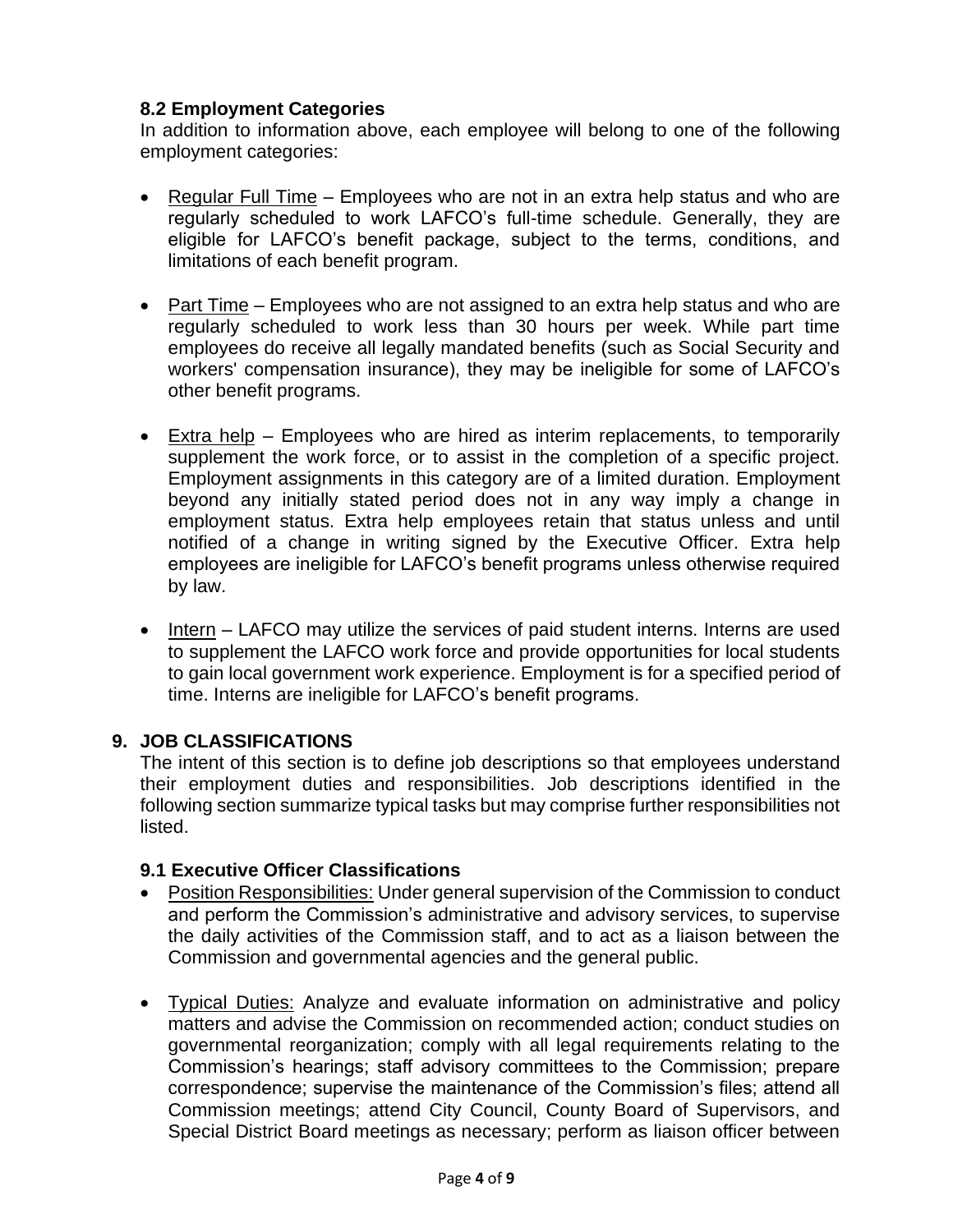### 8.2 Employment Categories

In addition to information above, each employee will belong to one of the following employment categories:

- Regular Full Time – Employees who are not in an extra help status and who are regularly scheduled to work LAFCO's full-time schedule. Generally, they are eligible for LAFCO's benefit package, subject to the terms, conditions, and limitations of each benefit program.

- Part Time – Employees who are not assigned to an extra help status and who are regularly scheduled to work less than 30 hours per week. While part time employees do receive all legally mandated benefits (such as Social Security and workers' compensation insurance), they may be ineligible for some of LAFCO's other benefit programs.

- Extra help – Employees who are hired as interim replacements, to temporarily supplement the work force, or to assist in the completion of a specific project. Employment assignments in this category are of a limited duration. Employment beyond any initially stated period does not in any way imply a change in employment status. Extra help employees retain that status unless and until notified of a change in writing signed by the Executive Officer. Extra help employees are ineligible for LAFCO's benefit programs unless otherwise required by law.

- Intern – LAFCO may utilize the services of paid student interns. Interns are used to supplement the LAFCO work force and provide opportunities for local students to gain local government work experience. Employment is for a specified period of time. Interns are ineligible for LAFCO's benefit programs.

## 9. JOB CLASSIFICATIONS

The intent of this section is to define job descriptions so that employees understand their employment duties and responsibilities. Job descriptions identified in the following section summarize typical tasks but may comprise further responsibilities not listed.

### 9.1 Executive Officer Classifications

- Position Responsibilities: Under general supervision of the Commission to conduct and perform the Commission's administrative and advisory services, to supervise the daily activities of the Commission staff, and to act as a liaison between the Commission and governmental agencies and the general public.

- Typical Duties: Analyze and evaluate information on administrative and policy matters and advise the Commission on recommended action; conduct studies on governmental reorganization; comply with all legal requirements relating to the Commission's hearings; staff advisory committees to the Commission; prepare correspondence; supervise the maintenance of the Commission's files; attend all Commission meetings; attend City Council, County Board of Supervisors, and Special District Board meetings as necessary; perform as liaison officer between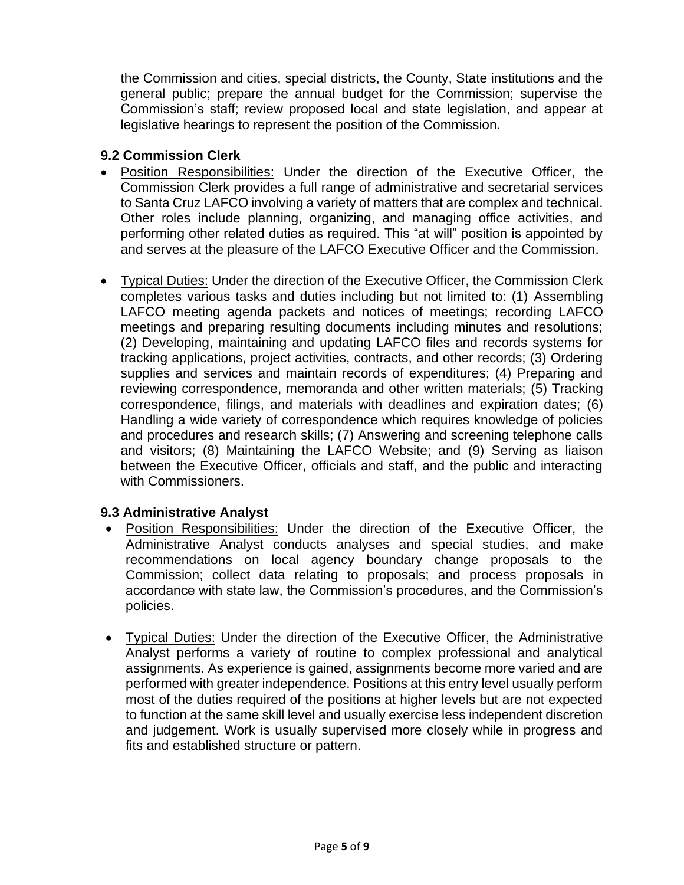the Commission and cities, special districts, the County, State institutions and the general public; prepare the annual budget for the Commission; supervise the Commission's staff; review proposed local and state legislation, and appear at legislative hearings to represent the position of the Commission.

### 9.2 Commission Clerk

- Position Responsibilities: Under the direction of the Executive Officer, the Commission Clerk provides a full range of administrative and secretarial services to Santa Cruz LAFCO involving a variety of matters that are complex and technical. Other roles include planning, organizing, and managing office activities, and performing other related duties as required. This "at will" position is appointed by and serves at the pleasure of the LAFCO Executive Officer and the Commission.

- Typical Duties: Under the direction of the Executive Officer, the Commission Clerk completes various tasks and duties including but not limited to: (1) Assembling LAFCO meeting agenda packets and notices of meetings; recording LAFCO meetings and preparing resulting documents including minutes and resolutions; (2) Developing, maintaining and updating LAFCO files and records systems for tracking applications, project activities, contracts, and other records; (3) Ordering supplies and services and maintain records of expenditures; (4) Preparing and reviewing correspondence, memoranda and other written materials; (5) Tracking correspondence, filings, and materials with deadlines and expiration dates; (6) Handling a wide variety of correspondence which requires knowledge of policies and procedures and research skills; (7) Answering and screening telephone calls and visitors; (8) Maintaining the LAFCO Website; and (9) Serving as liaison between the Executive Officer, officials and staff, and the public and interacting with Commissioners.

### 9.3 Administrative Analyst

- Position Responsibilities: Under the direction of the Executive Officer, the Administrative Analyst conducts analyses and special studies, and make recommendations on local agency boundary change proposals to the Commission; collect data relating to proposals; and process proposals in accordance with state law, the Commission's procedures, and the Commission's policies.

- Typical Duties: Under the direction of the Executive Officer, the Administrative Analyst performs a variety of routine to complex professional and analytical assignments. As experience is gained, assignments become more varied and are performed with greater independence. Positions at this entry level usually perform most of the duties required of the positions at higher levels but are not expected to function at the same skill level and usually exercise less independent discretion and judgement. Work is usually supervised more closely while in progress and fits and established structure or pattern.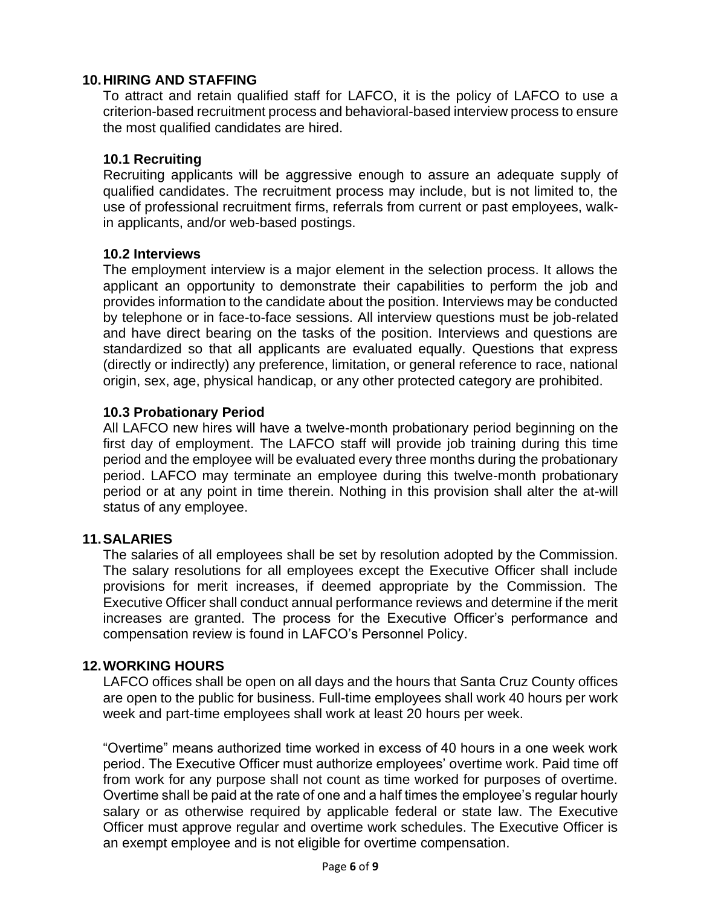## 10. HIRING AND STAFFING

To attract and retain qualified staff for LAFCO, it is the policy of LAFCO to use a criterion-based recruitment process and behavioral-based interview process to ensure the most qualified candidates are hired.

### 10.1 Recruiting

Recruiting applicants will be aggressive enough to assure an adequate supply of qualified candidates. The recruitment process may include, but is not limited to, the use of professional recruitment firms, referrals from current or past employees, walk-in applicants, and/or web-based postings.

### 10.2 Interviews

The employment interview is a major element in the selection process. It allows the applicant an opportunity to demonstrate their capabilities to perform the job and provides information to the candidate about the position. Interviews may be conducted by telephone or in face-to-face sessions. All interview questions must be job-related and have direct bearing on the tasks of the position. Interviews and questions are standardized so that all applicants are evaluated equally. Questions that express (directly or indirectly) any preference, limitation, or general reference to race, national origin, sex, age, physical handicap, or any other protected category are prohibited.

### 10.3 Probationary Period

All LAFCO new hires will have a twelve-month probationary period beginning on the first day of employment. The LAFCO staff will provide job training during this time period and the employee will be evaluated every three months during the probationary period. LAFCO may terminate an employee during this twelve-month probationary period or at any point in time therein. Nothing in this provision shall alter the at-will status of any employee.

## 11. SALARIES

The salaries of all employees shall be set by resolution adopted by the Commission. The salary resolutions for all employees except the Executive Officer shall include provisions for merit increases, if deemed appropriate by the Commission. The Executive Officer shall conduct annual performance reviews and determine if the merit increases are granted. The process for the Executive Officer's performance and compensation review is found in LAFCO's Personnel Policy.

## 12. WORKING HOURS

LAFCO offices shall be open on all days and the hours that Santa Cruz County offices are open to the public for business. Full-time employees shall work 40 hours per work week and part-time employees shall work at least 20 hours per week.

"Overtime" means authorized time worked in excess of 40 hours in a one week work period. The Executive Officer must authorize employees' overtime work. Paid time off from work for any purpose shall not count as time worked for purposes of overtime. Overtime shall be paid at the rate of one and a half times the employee's regular hourly salary or as otherwise required by applicable federal or state law. The Executive Officer must approve regular and overtime work schedules. The Executive Officer is an exempt employee and is not eligible for overtime compensation.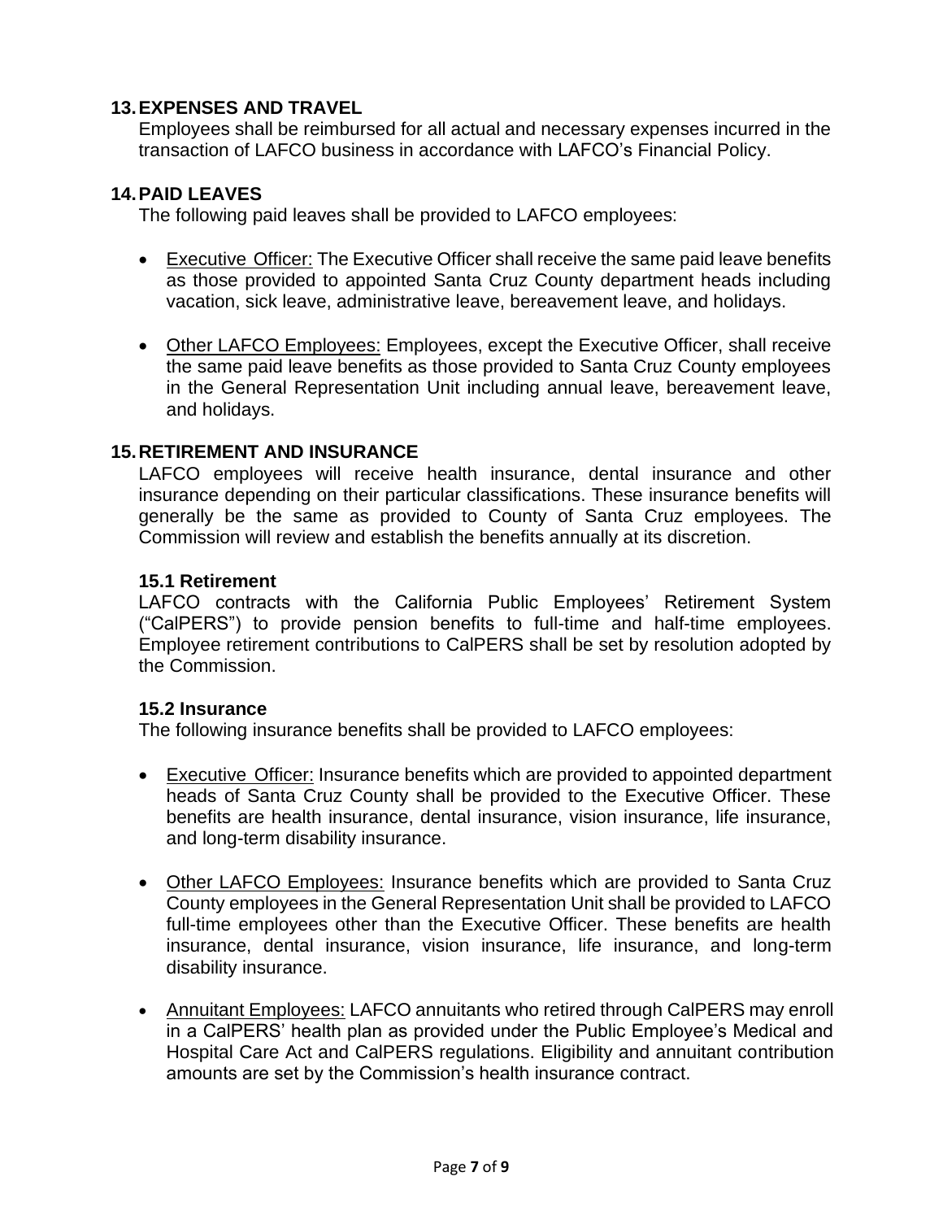## 13. EXPENSES AND TRAVEL

Employees shall be reimbursed for all actual and necessary expenses incurred in the transaction of LAFCO business in accordance with LAFCO's Financial Policy.

## 14. PAID LEAVES

The following paid leaves shall be provided to LAFCO employees:

- Executive Officer: The Executive Officer shall receive the same paid leave benefits as those provided to appointed Santa Cruz County department heads including vacation, sick leave, administrative leave, bereavement leave, and holidays.
- Other LAFCO Employees: Employees, except the Executive Officer, shall receive the same paid leave benefits as those provided to Santa Cruz County employees in the General Representation Unit including annual leave, bereavement leave, and holidays.

## 15. RETIREMENT AND INSURANCE

LAFCO employees will receive health insurance, dental insurance and other insurance depending on their particular classifications. These insurance benefits will generally be the same as provided to County of Santa Cruz employees. The Commission will review and establish the benefits annually at its discretion.

### 15.1 Retirement

LAFCO contracts with the California Public Employees' Retirement System ("CalPERS") to provide pension benefits to full-time and half-time employees. Employee retirement contributions to CalPERS shall be set by resolution adopted by the Commission.

### 15.2 Insurance

The following insurance benefits shall be provided to LAFCO employees:

- Executive Officer: Insurance benefits which are provided to appointed department heads of Santa Cruz County shall be provided to the Executive Officer. These benefits are health insurance, dental insurance, vision insurance, life insurance, and long-term disability insurance.
- Other LAFCO Employees: Insurance benefits which are provided to Santa Cruz County employees in the General Representation Unit shall be provided to LAFCO full-time employees other than the Executive Officer. These benefits are health insurance, dental insurance, vision insurance, life insurance, and long-term disability insurance.
- Annuitant Employees: LAFCO annuitants who retired through CalPERS may enroll in a CalPERS' health plan as provided under the Public Employee's Medical and Hospital Care Act and CalPERS regulations. Eligibility and annuitant contribution amounts are set by the Commission's health insurance contract.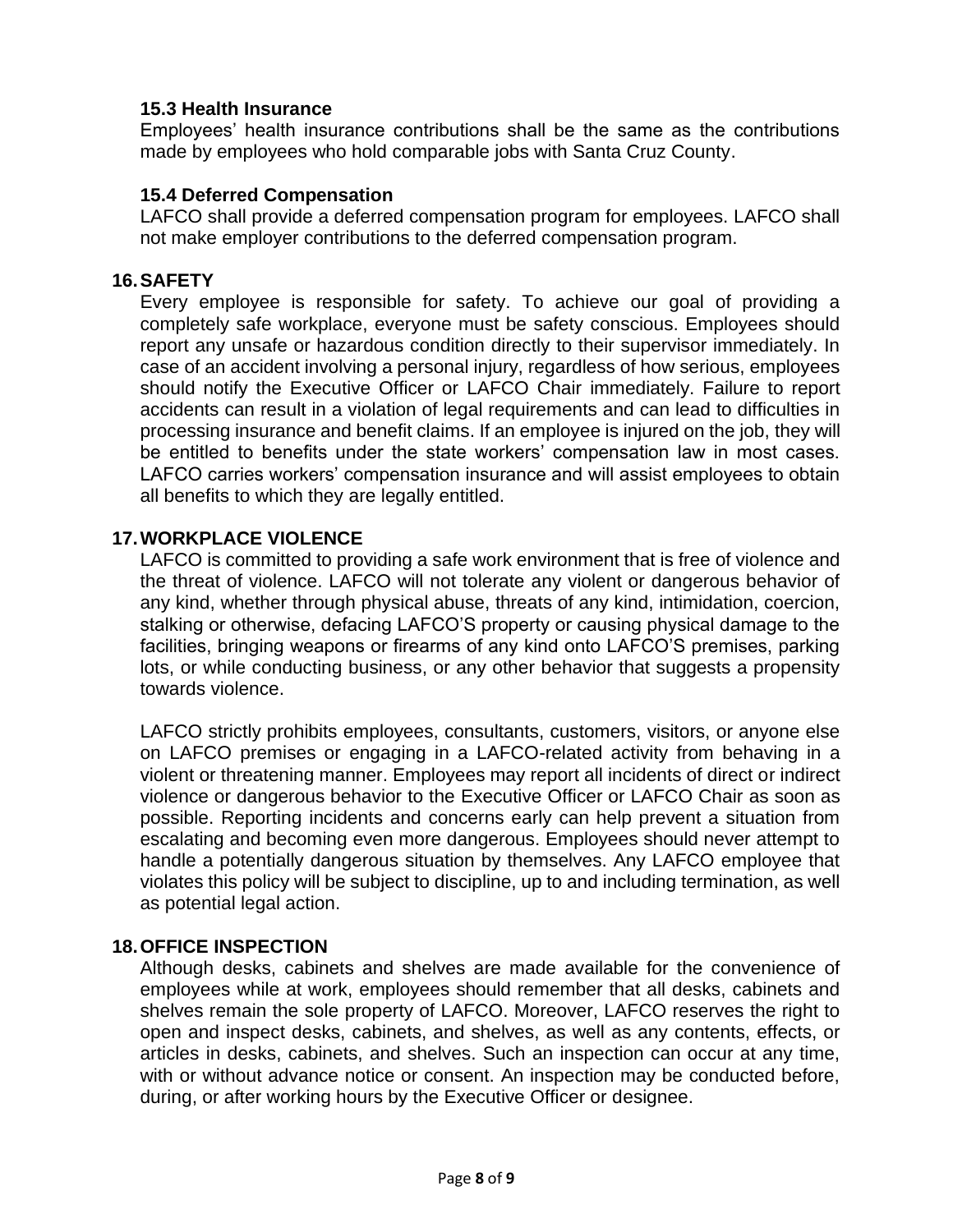### 15.3 Health Insurance

Employees' health insurance contributions shall be the same as the contributions made by employees who hold comparable jobs with Santa Cruz County.

### 15.4 Deferred Compensation

LAFCO shall provide a deferred compensation program for employees. LAFCO shall not make employer contributions to the deferred compensation program.

## 16. SAFETY

Every employee is responsible for safety. To achieve our goal of providing a completely safe workplace, everyone must be safety conscious. Employees should report any unsafe or hazardous condition directly to their supervisor immediately. In case of an accident involving a personal injury, regardless of how serious, employees should notify the Executive Officer or LAFCO Chair immediately. Failure to report accidents can result in a violation of legal requirements and can lead to difficulties in processing insurance and benefit claims. If an employee is injured on the job, they will be entitled to benefits under the state workers' compensation law in most cases. LAFCO carries workers' compensation insurance and will assist employees to obtain all benefits to which they are legally entitled.

## 17. WORKPLACE VIOLENCE

LAFCO is committed to providing a safe work environment that is free of violence and the threat of violence. LAFCO will not tolerate any violent or dangerous behavior of any kind, whether through physical abuse, threats of any kind, intimidation, coercion, stalking or otherwise, defacing LAFCO'S property or causing physical damage to the facilities, bringing weapons or firearms of any kind onto LAFCO'S premises, parking lots, or while conducting business, or any other behavior that suggests a propensity towards violence.

LAFCO strictly prohibits employees, consultants, customers, visitors, or anyone else on LAFCO premises or engaging in a LAFCO-related activity from behaving in a violent or threatening manner. Employees may report all incidents of direct or indirect violence or dangerous behavior to the Executive Officer or LAFCO Chair as soon as possible. Reporting incidents and concerns early can help prevent a situation from escalating and becoming even more dangerous. Employees should never attempt to handle a potentially dangerous situation by themselves. Any LAFCO employee that violates this policy will be subject to discipline, up to and including termination, as well as potential legal action.

## 18. OFFICE INSPECTION

Although desks, cabinets and shelves are made available for the convenience of employees while at work, employees should remember that all desks, cabinets and shelves remain the sole property of LAFCO. Moreover, LAFCO reserves the right to open and inspect desks, cabinets, and shelves, as well as any contents, effects, or articles in desks, cabinets, and shelves. Such an inspection can occur at any time, with or without advance notice or consent. An inspection may be conducted before, during, or after working hours by the Executive Officer or designee.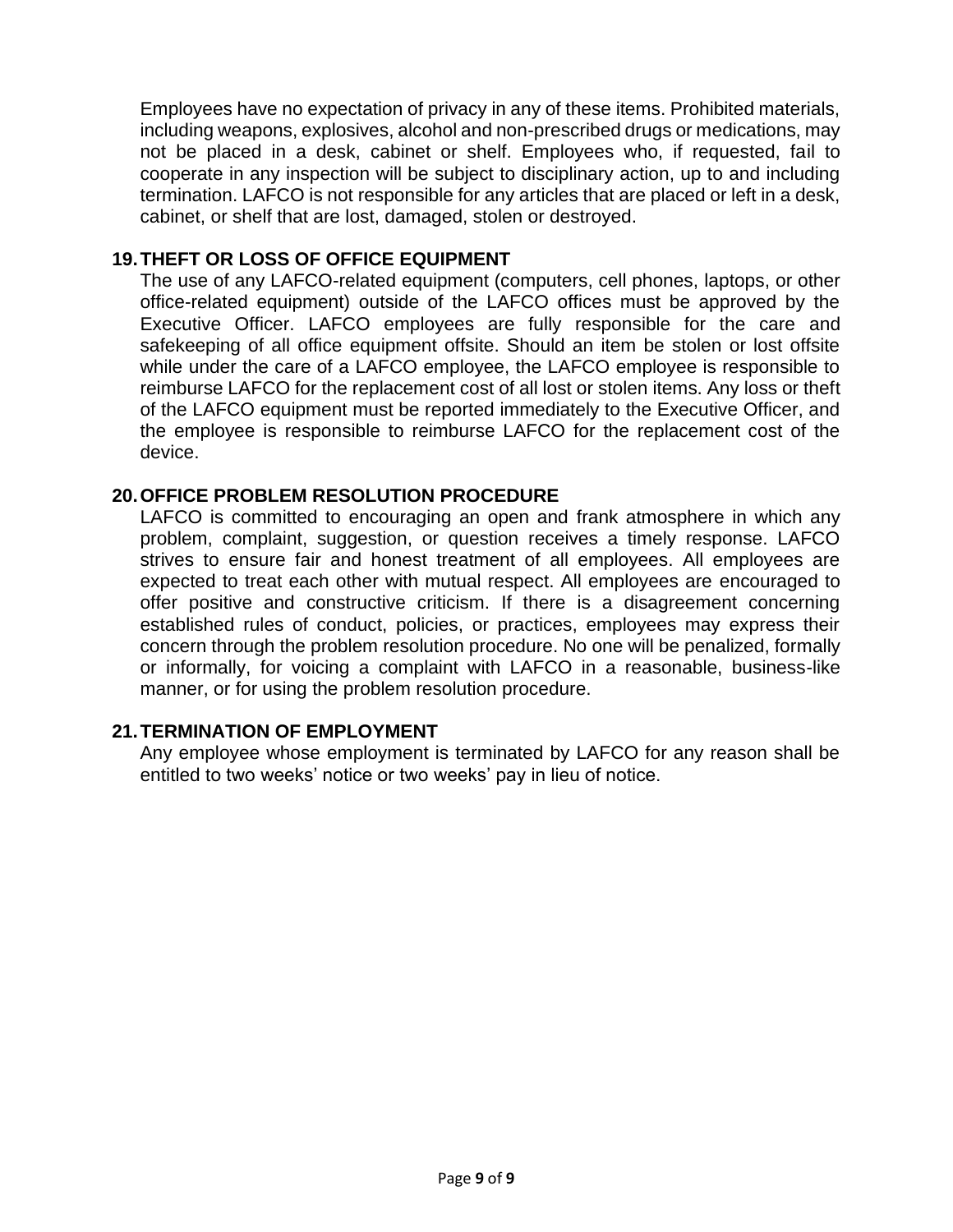Employees have no expectation of privacy in any of these items. Prohibited materials, including weapons, explosives, alcohol and non-prescribed drugs or medications, may not be placed in a desk, cabinet or shelf. Employees who, if requested, fail to cooperate in any inspection will be subject to disciplinary action, up to and including termination. LAFCO is not responsible for any articles that are placed or left in a desk, cabinet, or shelf that are lost, damaged, stolen or destroyed.

## 19. THEFT OR LOSS OF OFFICE EQUIPMENT

The use of any LAFCO-related equipment (computers, cell phones, laptops, or other office-related equipment) outside of the LAFCO offices must be approved by the Executive Officer. LAFCO employees are fully responsible for the care and safekeeping of all office equipment offsite. Should an item be stolen or lost offsite while under the care of a LAFCO employee, the LAFCO employee is responsible to reimburse LAFCO for the replacement cost of all lost or stolen items. Any loss or theft of the LAFCO equipment must be reported immediately to the Executive Officer, and the employee is responsible to reimburse LAFCO for the replacement cost of the device.

## 20. OFFICE PROBLEM RESOLUTION PROCEDURE

LAFCO is committed to encouraging an open and frank atmosphere in which any problem, complaint, suggestion, or question receives a timely response. LAFCO strives to ensure fair and honest treatment of all employees. All employees are expected to treat each other with mutual respect. All employees are encouraged to offer positive and constructive criticism. If there is a disagreement concerning established rules of conduct, policies, or practices, employees may express their concern through the problem resolution procedure. No one will be penalized, formally or informally, for voicing a complaint with LAFCO in a reasonable, business-like manner, or for using the problem resolution procedure.

## 21. TERMINATION OF EMPLOYMENT

Any employee whose employment is terminated by LAFCO for any reason shall be entitled to two weeks' notice or two weeks' pay in lieu of notice.